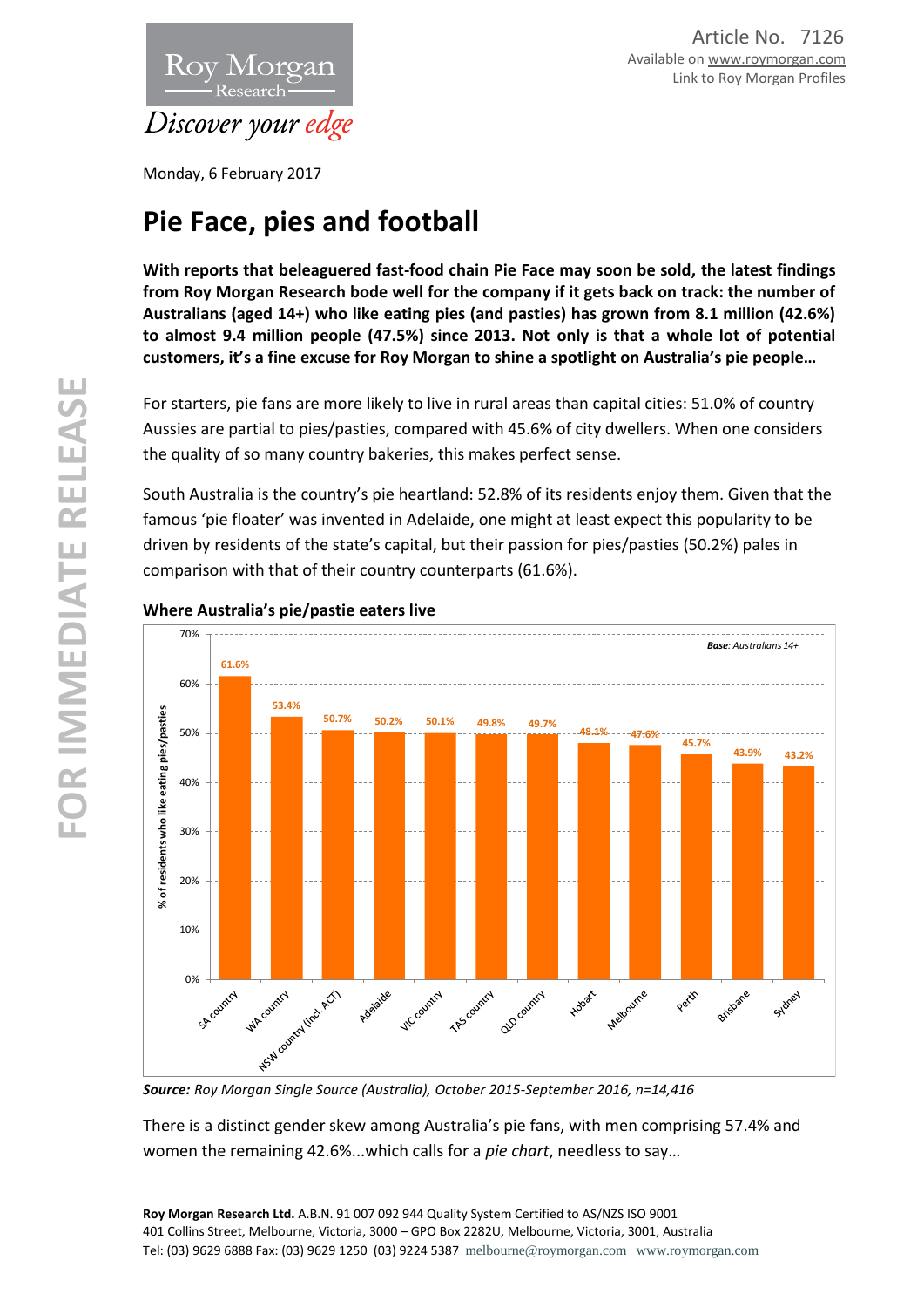Roy Morgan Research

*Discover your edge*

Article No. 7126
Available on www.roymorgan.com
Link to Roy Morgan Profiles

Monday, 6 February 2017

# Pie Face, pies and football

**With reports that beleaguered fast-food chain Pie Face may soon be sold, the latest findings from Roy Morgan Research bode well for the company if it gets back on track: the number of Australians (aged 14+) who like eating pies (and pasties) has grown from 8.1 million (42.6%) to almost 9.4 million people (47.5%) since 2013. Not only is that a whole lot of potential customers, it's a fine excuse for Roy Morgan to shine a spotlight on Australia's pie people…**

For starters, pie fans are more likely to live in rural areas than capital cities: 51.0% of country Aussies are partial to pies/pasties, compared with 45.6% of city dwellers. When one considers the quality of so many country bakeries, this makes perfect sense.

South Australia is the country's pie heartland: 52.8% of its residents enjoy them. Given that the famous 'pie floater' was invented in Adelaide, one might at least expect this popularity to be driven by residents of the state's capital, but their passion for pies/pasties (50.2%) pales in comparison with that of their country counterparts (61.6%).

**Where Australia's pie/pastie eaters live**

*Base: Australians 14+*

| Region | % of residents who like eating pies/pasties |
|---|---|
| SA country | 61.6% |
| WA country | 53.4% |
| NSW country (incl. ACT) | 50.7% |
| Adelaide | 50.2% |
| VIC country | 50.1% |
| TAS country | 49.8% |
| QLD country | 49.7% |
| Hobart | 48.1% |
| Melbourne | 47.6% |
| Perth | 45.7% |
| Brisbane | 43.9% |
| Sydney | 43.2% |

***Source:** Roy Morgan Single Source (Australia), October 2015-September 2016, n=14,416*

There is a distinct gender skew among Australia's pie fans, with men comprising 57.4% and women the remaining 42.6%...which calls for a *pie chart*, needless to say…

**Roy Morgan Research Ltd.** A.B.N. 91 007 092 944 Quality System Certified to AS/NZS ISO 9001
401 Collins Street, Melbourne, Victoria, 3000 – GPO Box 2282U, Melbourne, Victoria, 3001, Australia
Tel: (03) 9629 6888 Fax: (03) 9629 1250 (03) 9224 5387 melbourne@roymorgan.com www.roymorgan.com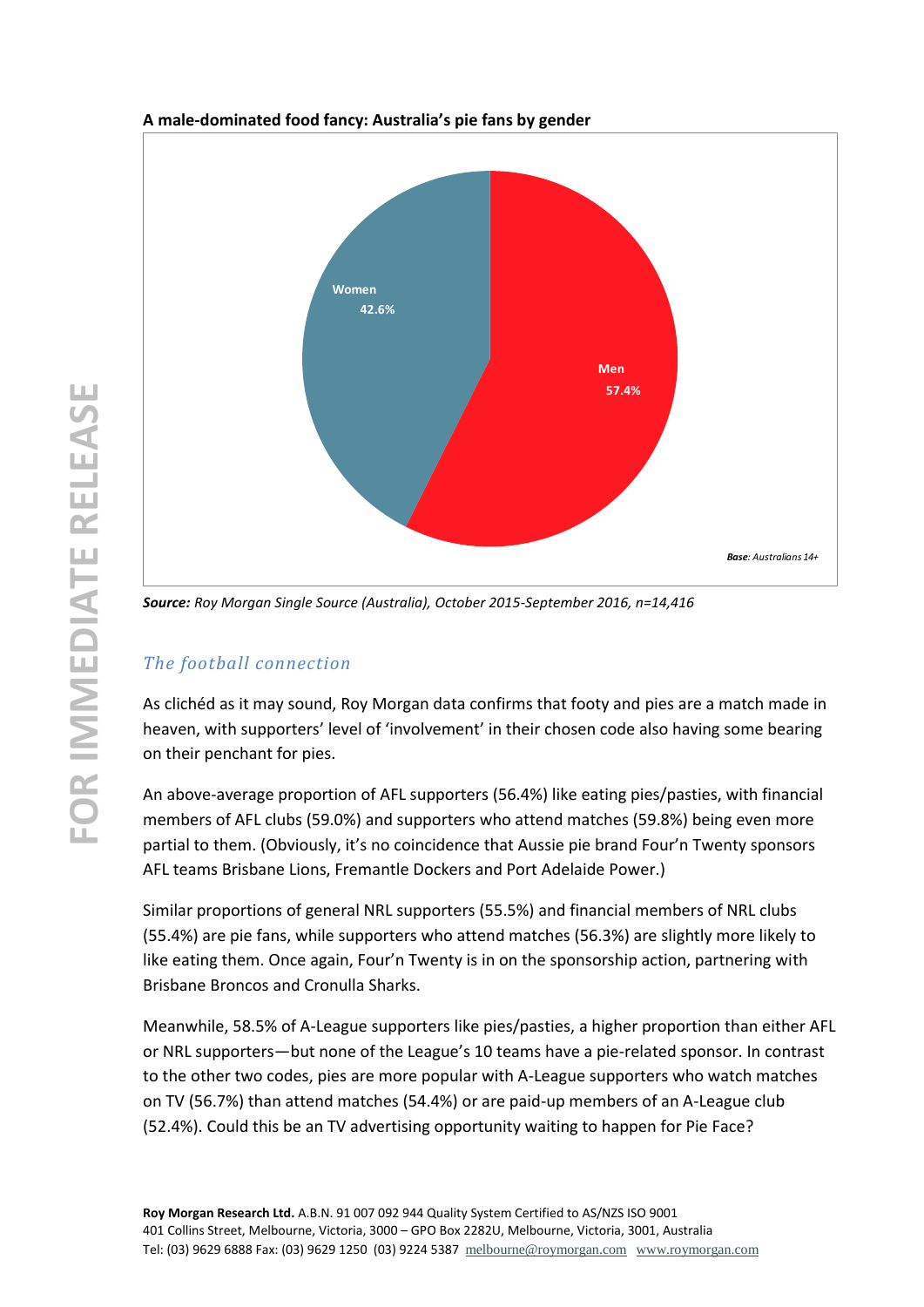**A male-dominated food fancy: Australia's pie fans by gender**

Women 42.6%

Men 57.4%

*Base: Australians 14+*

***Source:*** *Roy Morgan Single Source (Australia), October 2015-September 2016, n=14,416*

## *The football connection*

As clichéd as it may sound, Roy Morgan data confirms that footy and pies are a match made in heaven, with supporters' level of 'involvement' in their chosen code also having some bearing on their penchant for pies.

An above-average proportion of AFL supporters (56.4%) like eating pies/pasties, with financial members of AFL clubs (59.0%) and supporters who attend matches (59.8%) being even more partial to them. (Obviously, it's no coincidence that Aussie pie brand Four'n Twenty sponsors AFL teams Brisbane Lions, Fremantle Dockers and Port Adelaide Power.)

Similar proportions of general NRL supporters (55.5%) and financial members of NRL clubs (55.4%) are pie fans, while supporters who attend matches (56.3%) are slightly more likely to like eating them. Once again, Four'n Twenty is in on the sponsorship action, partnering with Brisbane Broncos and Cronulla Sharks.

Meanwhile, 58.5% of A-League supporters like pies/pasties, a higher proportion than either AFL or NRL supporters—but none of the League's 10 teams have a pie-related sponsor. In contrast to the other two codes, pies are more popular with A-League supporters who watch matches on TV (56.7%) than attend matches (54.4%) or are paid-up members of an A-League club (52.4%). Could this be an TV advertising opportunity waiting to happen for Pie Face?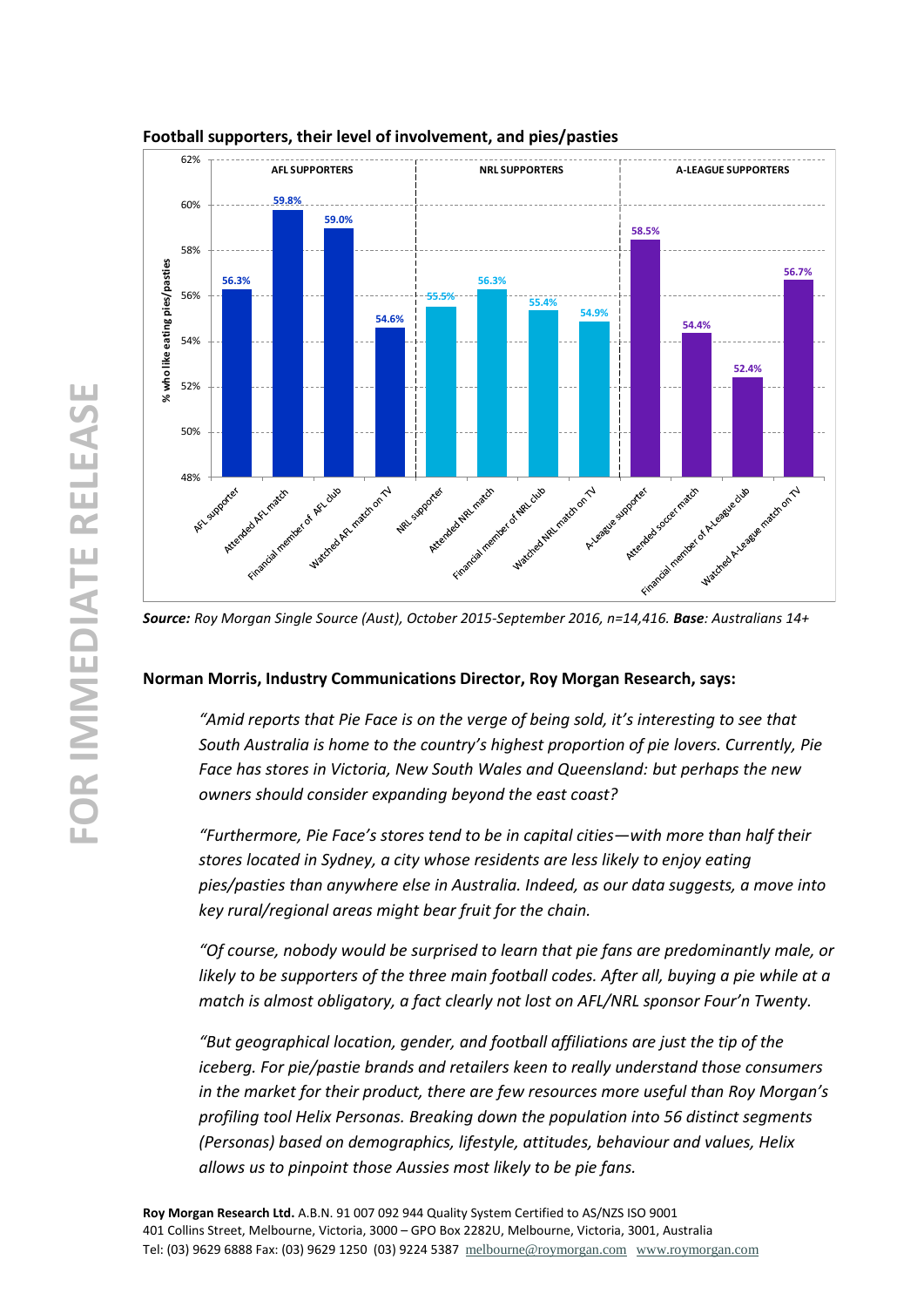**Football supporters, their level of involvement, and pies/pasties**

| Group | Category | % who like eating pies/pasties |
|---|---|---|
| AFL SUPPORTERS | AFL supporter | 56.3% |
| | Attended AFL match | 59.8% |
| | Financial member of AFL club | 59.0% |
| | Watched AFL match on TV | 54.6% |
| NRL SUPPORTERS | NRL supporter | 55.5% |
| | Attended NRL match | 56.3% |
| | Financial member of NRL club | 55.4% |
| | Watched NRL match on TV | 54.9% |
| A-LEAGUE SUPPORTERS | A-League supporter | 58.5% |
| | Attended soccer match | 54.4% |
| | Financial member of A-League club | 52.4% |
| | Watched A-League match on TV | 56.7% |

***Source:*** *Roy Morgan Single Source (Aust), October 2015-September 2016, n=14,416.* ***Base****: Australians 14+*

**Norman Morris, Industry Communications Director, Roy Morgan Research, says:**

*"Amid reports that Pie Face is on the verge of being sold, it's interesting to see that South Australia is home to the country's highest proportion of pie lovers. Currently, Pie Face has stores in Victoria, New South Wales and Queensland: but perhaps the new owners should consider expanding beyond the east coast?*

*"Furthermore, Pie Face's stores tend to be in capital cities—with more than half their stores located in Sydney, a city whose residents are less likely to enjoy eating pies/pasties than anywhere else in Australia. Indeed, as our data suggests, a move into key rural/regional areas might bear fruit for the chain.*

*"Of course, nobody would be surprised to learn that pie fans are predominantly male, or likely to be supporters of the three main football codes. After all, buying a pie while at a match is almost obligatory, a fact clearly not lost on AFL/NRL sponsor Four'n Twenty.*

*"But geographical location, gender, and football affiliations are just the tip of the iceberg. For pie/pastie brands and retailers keen to really understand those consumers in the market for their product, there are few resources more useful than Roy Morgan's profiling tool Helix Personas. Breaking down the population into 56 distinct segments (Personas) based on demographics, lifestyle, attitudes, behaviour and values, Helix allows us to pinpoint those Aussies most likely to be pie fans.*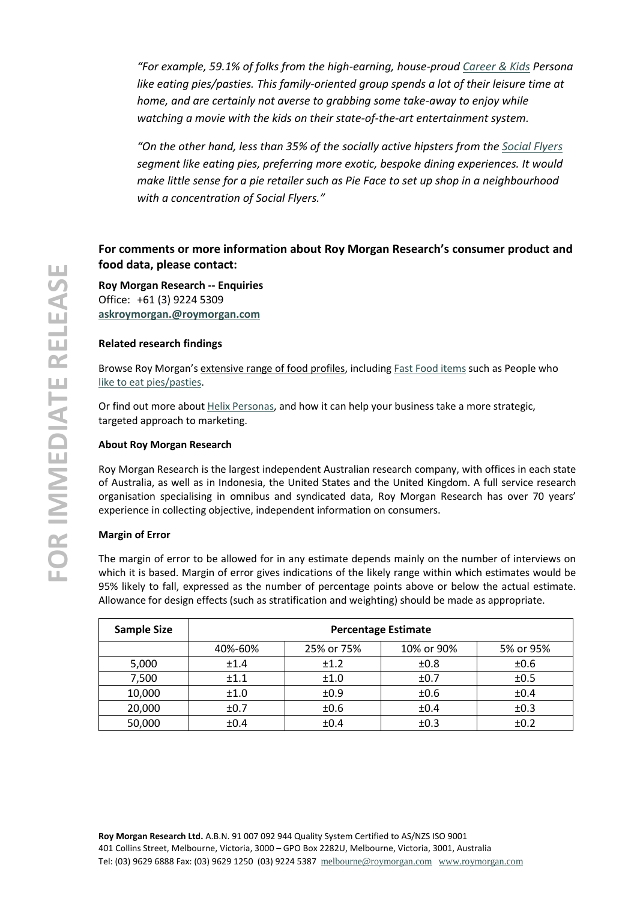*"For example, 59.1% of folks from the high-earning, house-proud Career & Kids Persona like eating pies/pasties. This family-oriented group spends a lot of their leisure time at home, and are certainly not averse to grabbing some take-away to enjoy while watching a movie with the kids on their state-of-the-art entertainment system.*

*"On the other hand, less than 35% of the socially active hipsters from the Social Flyers segment like eating pies, preferring more exotic, bespoke dining experiences. It would make little sense for a pie retailer such as Pie Face to set up shop in a neighbourhood with a concentration of Social Flyers."*

### For comments or more information about Roy Morgan Research's consumer product and food data, please contact:

**Roy Morgan Research -- Enquiries**
Office: +61 (3) 9224 5309
**askroymorgan.@roymorgan.com**

#### Related research findings

Browse Roy Morgan's extensive range of food profiles, including Fast Food items such as People who like to eat pies/pasties.

Or find out more about Helix Personas, and how it can help your business take a more strategic, targeted approach to marketing.

#### About Roy Morgan Research

Roy Morgan Research is the largest independent Australian research company, with offices in each state of Australia, as well as in Indonesia, the United States and the United Kingdom. A full service research organisation specialising in omnibus and syndicated data, Roy Morgan Research has over 70 years' experience in collecting objective, independent information on consumers.

#### Margin of Error

The margin of error to be allowed for in any estimate depends mainly on the number of interviews on which it is based. Margin of error gives indications of the likely range within which estimates would be 95% likely to fall, expressed as the number of percentage points above or below the actual estimate. Allowance for design effects (such as stratification and weighting) should be made as appropriate.

| Sample Size | Percentage Estimate | | | |
|---|---|---|---|---|
| | 40%-60% | 25% or 75% | 10% or 90% | 5% or 95% |
| 5,000 | ±1.4 | ±1.2 | ±0.8 | ±0.6 |
| 7,500 | ±1.1 | ±1.0 | ±0.7 | ±0.5 |
| 10,000 | ±1.0 | ±0.9 | ±0.6 | ±0.4 |
| 20,000 | ±0.7 | ±0.6 | ±0.4 | ±0.3 |
| 50,000 | ±0.4 | ±0.4 | ±0.3 | ±0.2 |